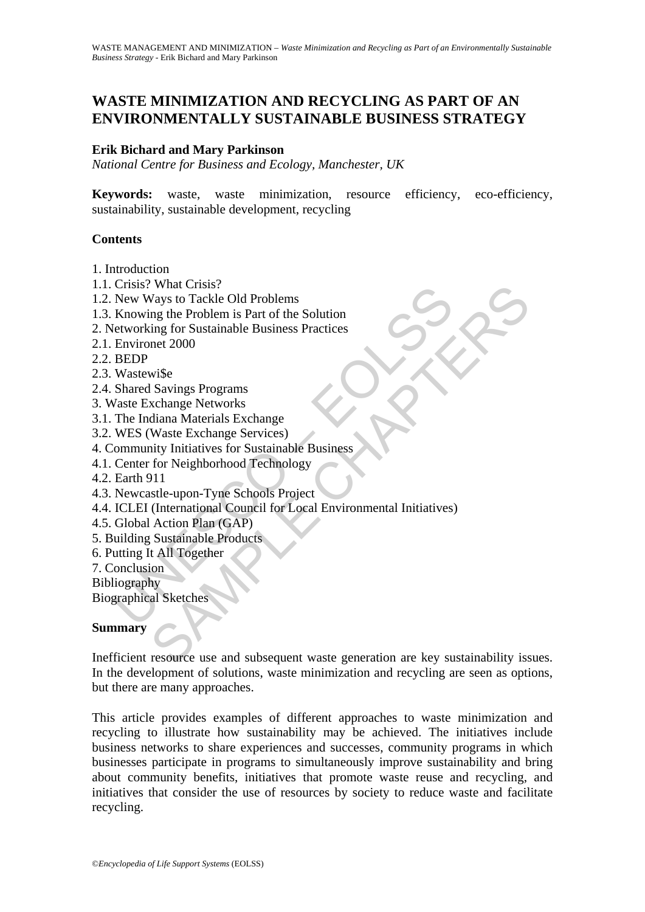# WASTE MINIMIZATION AND RECYCLING AS PART OF AN ENVIRONMENTALLY SUSTAINABLE BUSINESS STRATEGY

**Erik Bichard and Mary Parkinson**

*National Centre for Business and Ecology, Manchester, UK*

**Keywords:** waste, waste minimization, resource efficiency, eco-efficiency, sustainability, sustainable development, recycling

## Contents

1. Introduction
1.1. Crisis? What Crisis?
1.2. New Ways to Tackle Old Problems
1.3. Knowing the Problem is Part of the Solution
2. Networking for Sustainable Business Practices
2.1. Environet 2000
2.2. BEDP
2.3. Wastewi$e
2.4. Shared Savings Programs
3. Waste Exchange Networks
3.1. The Indiana Materials Exchange
3.2. WES (Waste Exchange Services)
4. Community Initiatives for Sustainable Business
4.1. Center for Neighborhood Technology
4.2. Earth 911
4.3. Newcastle-upon-Tyne Schools Project
4.4. ICLEI (International Council for Local Environmental Initiatives)
4.5. Global Action Plan (GAP)
5. Building Sustainable Products
6. Putting It All Together
7. Conclusion
Bibliography
Biographical Sketches

## Summary

Inefficient resource use and subsequent waste generation are key sustainability issues. In the development of solutions, waste minimization and recycling are seen as options, but there are many approaches.

This article provides examples of different approaches to waste minimization and recycling to illustrate how sustainability may be achieved. The initiatives include business networks to share experiences and successes, community programs in which businesses participate in programs to simultaneously improve sustainability and bring about community benefits, initiatives that promote waste reuse and recycling, and initiatives that consider the use of resources by society to reduce waste and facilitate recycling.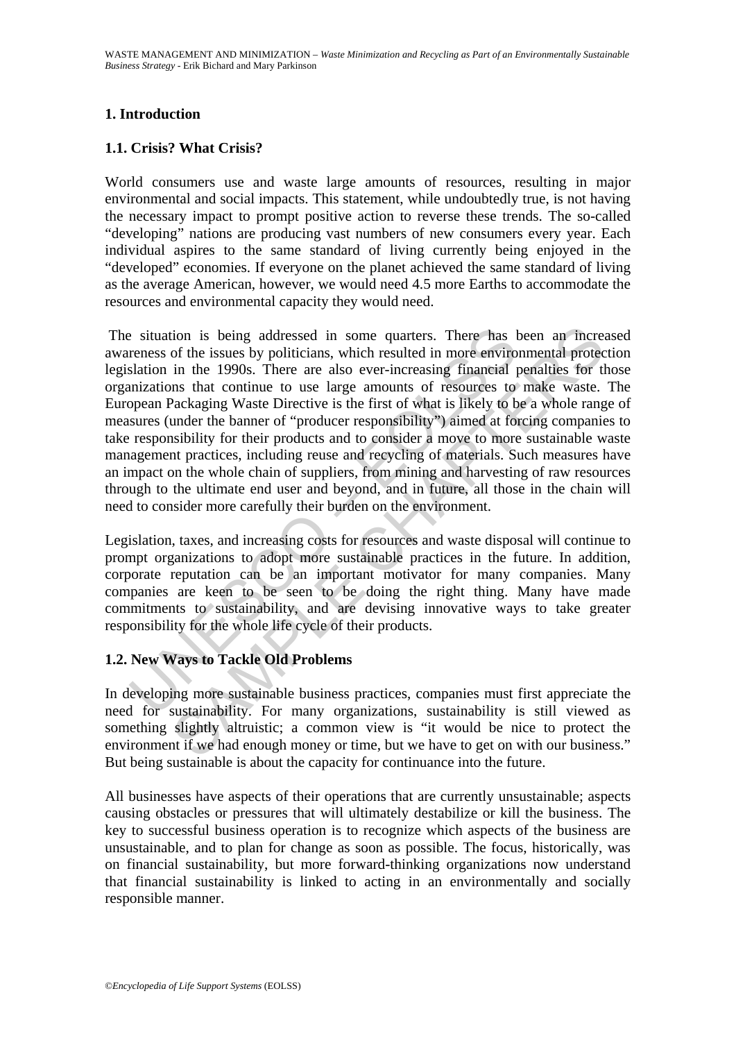## 1. Introduction

### 1.1. Crisis? What Crisis?

World consumers use and waste large amounts of resources, resulting in major environmental and social impacts. This statement, while undoubtedly true, is not having the necessary impact to prompt positive action to reverse these trends. The so-called "developing" nations are producing vast numbers of new consumers every year. Each individual aspires to the same standard of living currently being enjoyed in the "developed" economies. If everyone on the planet achieved the same standard of living as the average American, however, we would need 4.5 more Earths to accommodate the resources and environmental capacity they would need.

The situation is being addressed in some quarters. There has been an increased awareness of the issues by politicians, which resulted in more environmental protection legislation in the 1990s. There are also ever-increasing financial penalties for those organizations that continue to use large amounts of resources to make waste. The European Packaging Waste Directive is the first of what is likely to be a whole range of measures (under the banner of "producer responsibility") aimed at forcing companies to take responsibility for their products and to consider a move to more sustainable waste management practices, including reuse and recycling of materials. Such measures have an impact on the whole chain of suppliers, from mining and harvesting of raw resources through to the ultimate end user and beyond, and in future, all those in the chain will need to consider more carefully their burden on the environment.

Legislation, taxes, and increasing costs for resources and waste disposal will continue to prompt organizations to adopt more sustainable practices in the future. In addition, corporate reputation can be an important motivator for many companies. Many companies are keen to be seen to be doing the right thing. Many have made commitments to sustainability, and are devising innovative ways to take greater responsibility for the whole life cycle of their products.

### 1.2. New Ways to Tackle Old Problems

In developing more sustainable business practices, companies must first appreciate the need for sustainability. For many organizations, sustainability is still viewed as something slightly altruistic; a common view is "it would be nice to protect the environment if we had enough money or time, but we have to get on with our business." But being sustainable is about the capacity for continuance into the future.

All businesses have aspects of their operations that are currently unsustainable; aspects causing obstacles or pressures that will ultimately destabilize or kill the business. The key to successful business operation is to recognize which aspects of the business are unsustainable, and to plan for change as soon as possible. The focus, historically, was on financial sustainability, but more forward-thinking organizations now understand that financial sustainability is linked to acting in an environmentally and socially responsible manner.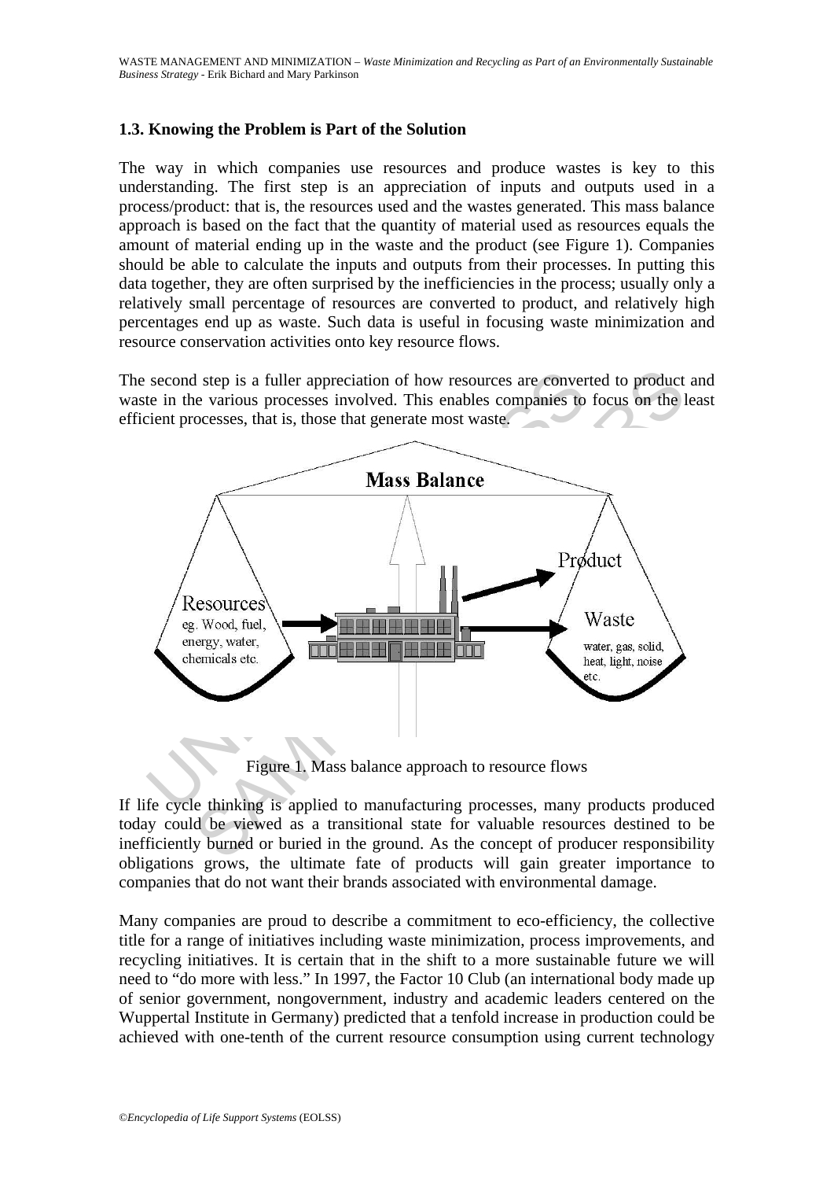### 1.3. Knowing the Problem is Part of the Solution

The way in which companies use resources and produce wastes is key to this understanding. The first step is an appreciation of inputs and outputs used in a process/product: that is, the resources used and the wastes generated. This mass balance approach is based on the fact that the quantity of material used as resources equals the amount of material ending up in the waste and the product (see Figure 1). Companies should be able to calculate the inputs and outputs from their processes. In putting this data together, they are often surprised by the inefficiencies in the process; usually only a relatively small percentage of resources are converted to product, and relatively high percentages end up as waste. Such data is useful in focusing waste minimization and resource conservation activities onto key resource flows.

The second step is a fuller appreciation of how resources are converted to product and waste in the various processes involved. This enables companies to focus on the least efficient processes, that is, those that generate most waste.

Figure 1. Mass balance approach to resource flows

If life cycle thinking is applied to manufacturing processes, many products produced today could be viewed as a transitional state for valuable resources destined to be inefficiently burned or buried in the ground. As the concept of producer responsibility obligations grows, the ultimate fate of products will gain greater importance to companies that do not want their brands associated with environmental damage.

Many companies are proud to describe a commitment to eco-efficiency, the collective title for a range of initiatives including waste minimization, process improvements, and recycling initiatives. It is certain that in the shift to a more sustainable future we will need to "do more with less." In 1997, the Factor 10 Club (an international body made up of senior government, nongovernment, industry and academic leaders centered on the Wuppertal Institute in Germany) predicted that a tenfold increase in production could be achieved with one-tenth of the current resource consumption using current technology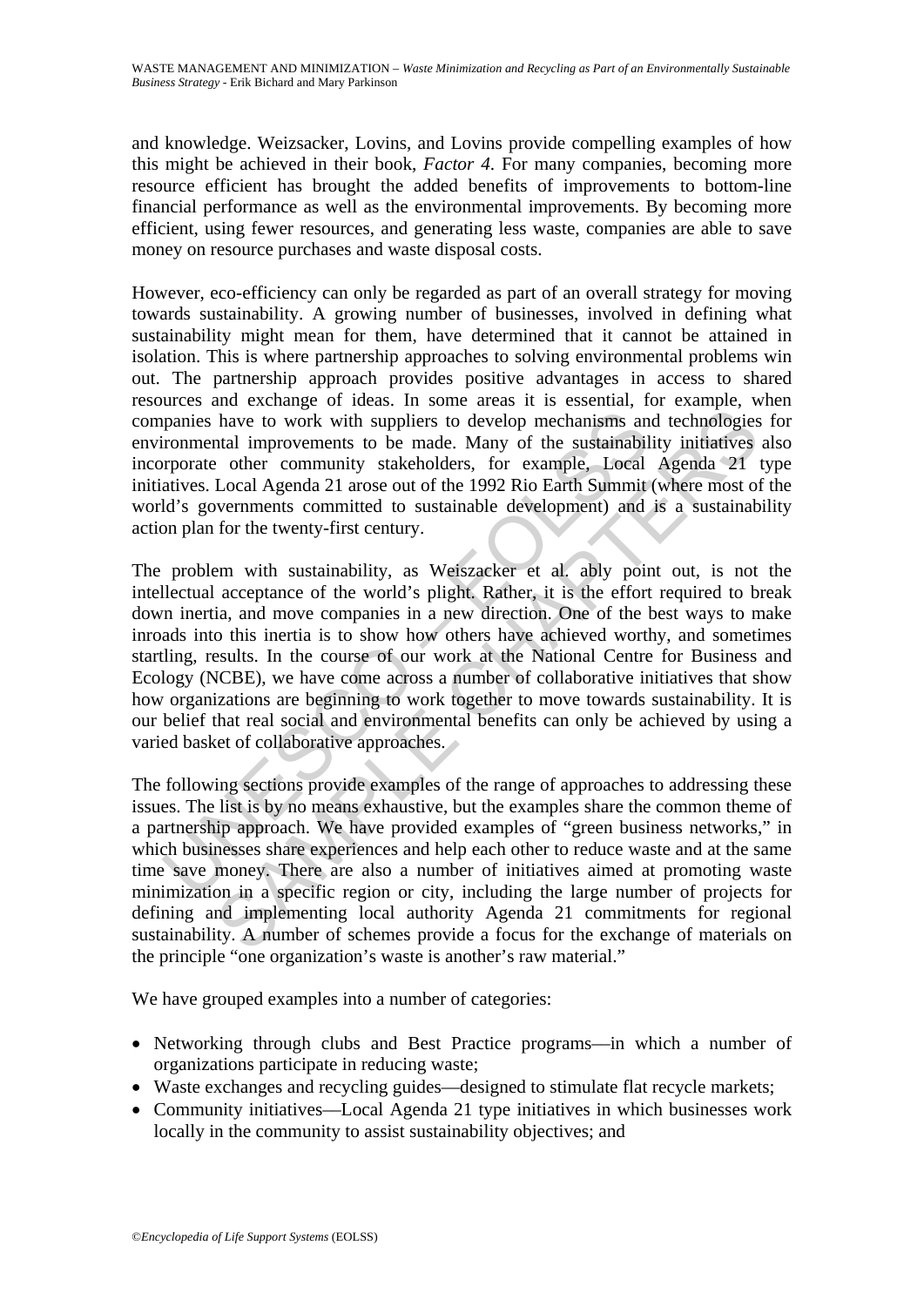and knowledge. Weizsacker, Lovins, and Lovins provide compelling examples of how this might be achieved in their book, *Factor 4*. For many companies, becoming more resource efficient has brought the added benefits of improvements to bottom-line financial performance as well as the environmental improvements. By becoming more efficient, using fewer resources, and generating less waste, companies are able to save money on resource purchases and waste disposal costs.

However, eco-efficiency can only be regarded as part of an overall strategy for moving towards sustainability. A growing number of businesses, involved in defining what sustainability might mean for them, have determined that it cannot be attained in isolation. This is where partnership approaches to solving environmental problems win out. The partnership approach provides positive advantages in access to shared resources and exchange of ideas. In some areas it is essential, for example, when companies have to work with suppliers to develop mechanisms and technologies for environmental improvements to be made. Many of the sustainability initiatives also incorporate other community stakeholders, for example, Local Agenda 21 type initiatives. Local Agenda 21 arose out of the 1992 Rio Earth Summit (where most of the world's governments committed to sustainable development) and is a sustainability action plan for the twenty-first century.

The problem with sustainability, as Weiszacker et al. ably point out, is not the intellectual acceptance of the world's plight. Rather, it is the effort required to break down inertia, and move companies in a new direction. One of the best ways to make inroads into this inertia is to show how others have achieved worthy, and sometimes startling, results. In the course of our work at the National Centre for Business and Ecology (NCBE), we have come across a number of collaborative initiatives that show how organizations are beginning to work together to move towards sustainability. It is our belief that real social and environmental benefits can only be achieved by using a varied basket of collaborative approaches.

The following sections provide examples of the range of approaches to addressing these issues. The list is by no means exhaustive, but the examples share the common theme of a partnership approach. We have provided examples of "green business networks," in which businesses share experiences and help each other to reduce waste and at the same time save money. There are also a number of initiatives aimed at promoting waste minimization in a specific region or city, including the large number of projects for defining and implementing local authority Agenda 21 commitments for regional sustainability. A number of schemes provide a focus for the exchange of materials on the principle "one organization's waste is another's raw material."

We have grouped examples into a number of categories:

- Networking through clubs and Best Practice programs—in which a number of organizations participate in reducing waste;
- Waste exchanges and recycling guides—designed to stimulate flat recycle markets;
- Community initiatives—Local Agenda 21 type initiatives in which businesses work locally in the community to assist sustainability objectives; and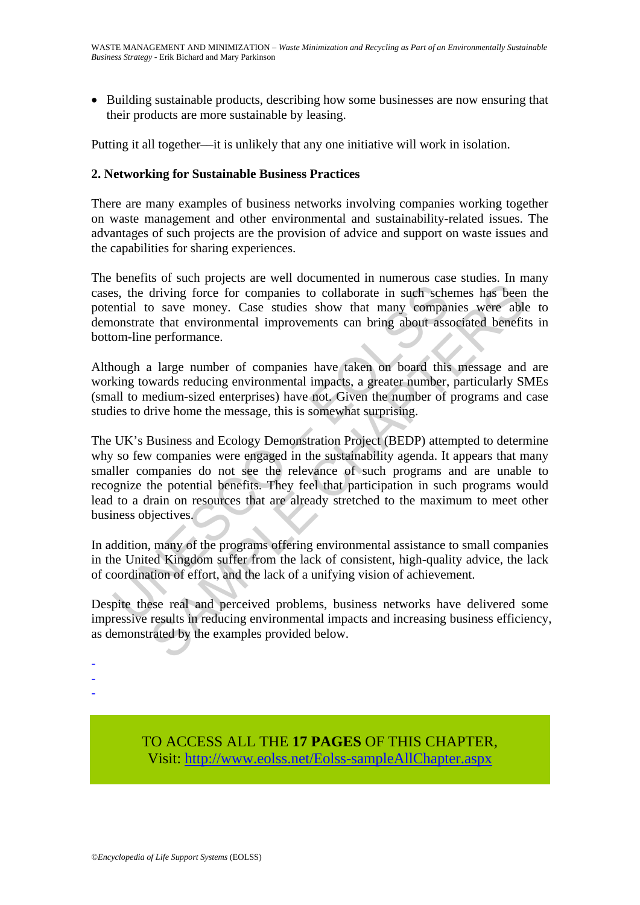- Building sustainable products, describing how some businesses are now ensuring that their products are more sustainable by leasing.

Putting it all together—it is unlikely that any one initiative will work in isolation.

## 2. Networking for Sustainable Business Practices

There are many examples of business networks involving companies working together on waste management and other environmental and sustainability-related issues. The advantages of such projects are the provision of advice and support on waste issues and the capabilities for sharing experiences.

The benefits of such projects are well documented in numerous case studies. In many cases, the driving force for companies to collaborate in such schemes has been the potential to save money. Case studies show that many companies were able to demonstrate that environmental improvements can bring about associated benefits in bottom-line performance.

Although a large number of companies have taken on board this message and are working towards reducing environmental impacts, a greater number, particularly SMEs (small to medium-sized enterprises) have not. Given the number of programs and case studies to drive home the message, this is somewhat surprising.

The UK's Business and Ecology Demonstration Project (BEDP) attempted to determine why so few companies were engaged in the sustainability agenda. It appears that many smaller companies do not see the relevance of such programs and are unable to recognize the potential benefits. They feel that participation in such programs would lead to a drain on resources that are already stretched to the maximum to meet other business objectives.

In addition, many of the programs offering environmental assistance to small companies in the United Kingdom suffer from the lack of consistent, high-quality advice, the lack of coordination of effort, and the lack of a unifying vision of achievement.

Despite these real and perceived problems, business networks have delivered some impressive results in reducing environmental impacts and increasing business efficiency, as demonstrated by the examples provided below.

-
-
-

TO ACCESS ALL THE **17 PAGES** OF THIS CHAPTER,
Visit: http://www.eolss.net/Eolss-sampleAllChapter.aspx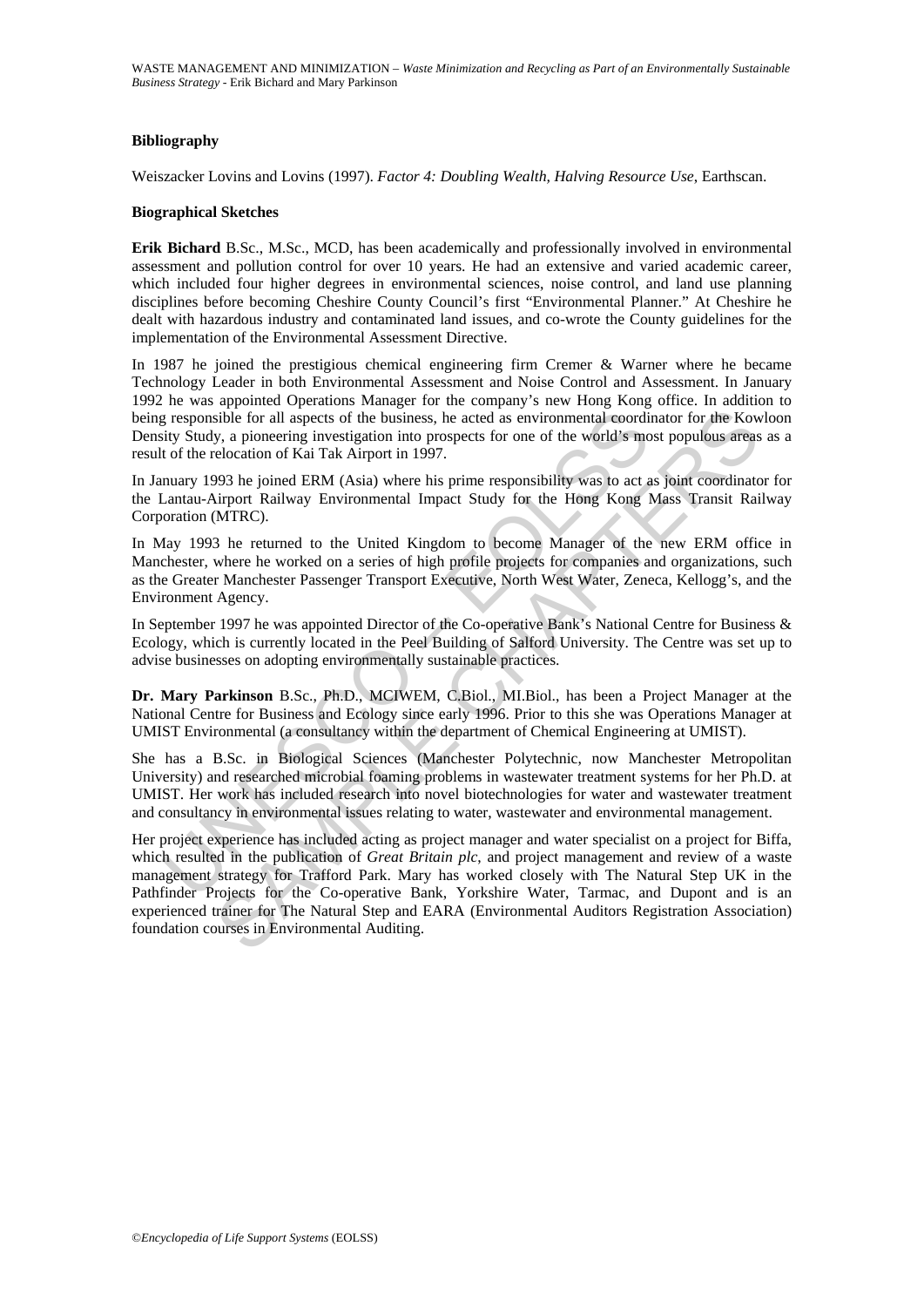### Bibliography

Weiszacker Lovins and Lovins (1997). *Factor 4: Doubling Wealth, Halving Resource Use*, Earthscan.

### Biographical Sketches

**Erik Bichard** B.Sc., M.Sc., MCD, has been academically and professionally involved in environmental assessment and pollution control for over 10 years. He had an extensive and varied academic career, which included four higher degrees in environmental sciences, noise control, and land use planning disciplines before becoming Cheshire County Council's first "Environmental Planner." At Cheshire he dealt with hazardous industry and contaminated land issues, and co-wrote the County guidelines for the implementation of the Environmental Assessment Directive.

In 1987 he joined the prestigious chemical engineering firm Cremer & Warner where he became Technology Leader in both Environmental Assessment and Noise Control and Assessment. In January 1992 he was appointed Operations Manager for the company's new Hong Kong office. In addition to being responsible for all aspects of the business, he acted as environmental coordinator for the Kowloon Density Study, a pioneering investigation into prospects for one of the world's most populous areas as a result of the relocation of Kai Tak Airport in 1997.

In January 1993 he joined ERM (Asia) where his prime responsibility was to act as joint coordinator for the Lantau-Airport Railway Environmental Impact Study for the Hong Kong Mass Transit Railway Corporation (MTRC).

In May 1993 he returned to the United Kingdom to become Manager of the new ERM office in Manchester, where he worked on a series of high profile projects for companies and organizations, such as the Greater Manchester Passenger Transport Executive, North West Water, Zeneca, Kellogg's, and the Environment Agency.

In September 1997 he was appointed Director of the Co-operative Bank's National Centre for Business & Ecology, which is currently located in the Peel Building of Salford University. The Centre was set up to advise businesses on adopting environmentally sustainable practices.

**Dr. Mary Parkinson** B.Sc., Ph.D., MCIWEM, C.Biol., MI.Biol., has been a Project Manager at the National Centre for Business and Ecology since early 1996. Prior to this she was Operations Manager at UMIST Environmental (a consultancy within the department of Chemical Engineering at UMIST).

She has a B.Sc. in Biological Sciences (Manchester Polytechnic, now Manchester Metropolitan University) and researched microbial foaming problems in wastewater treatment systems for her Ph.D. at UMIST. Her work has included research into novel biotechnologies for water and wastewater treatment and consultancy in environmental issues relating to water, wastewater and environmental management.

Her project experience has included acting as project manager and water specialist on a project for Biffa, which resulted in the publication of *Great Britain plc*, and project management and review of a waste management strategy for Trafford Park. Mary has worked closely with The Natural Step UK in the Pathfinder Projects for the Co-operative Bank, Yorkshire Water, Tarmac, and Dupont and is an experienced trainer for The Natural Step and EARA (Environmental Auditors Registration Association) foundation courses in Environmental Auditing.